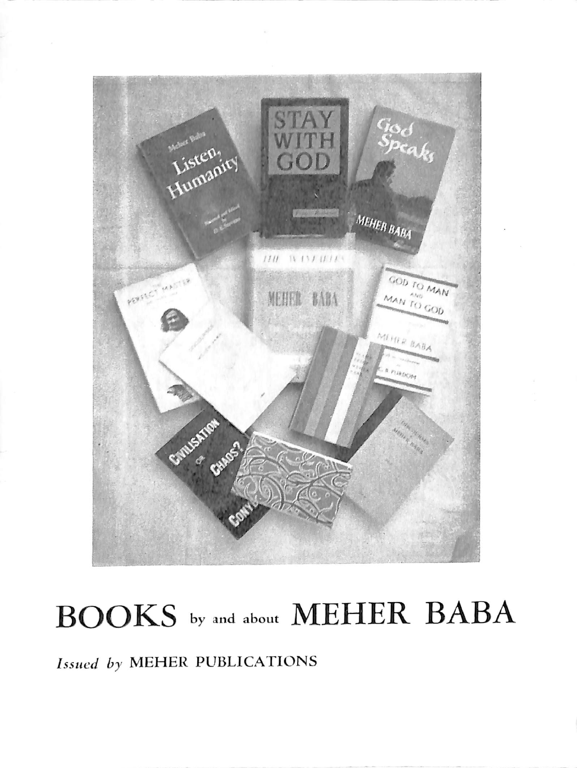# BOOKS by and about MEHER BABA

*Issued by* MEHER PUBLICATIONS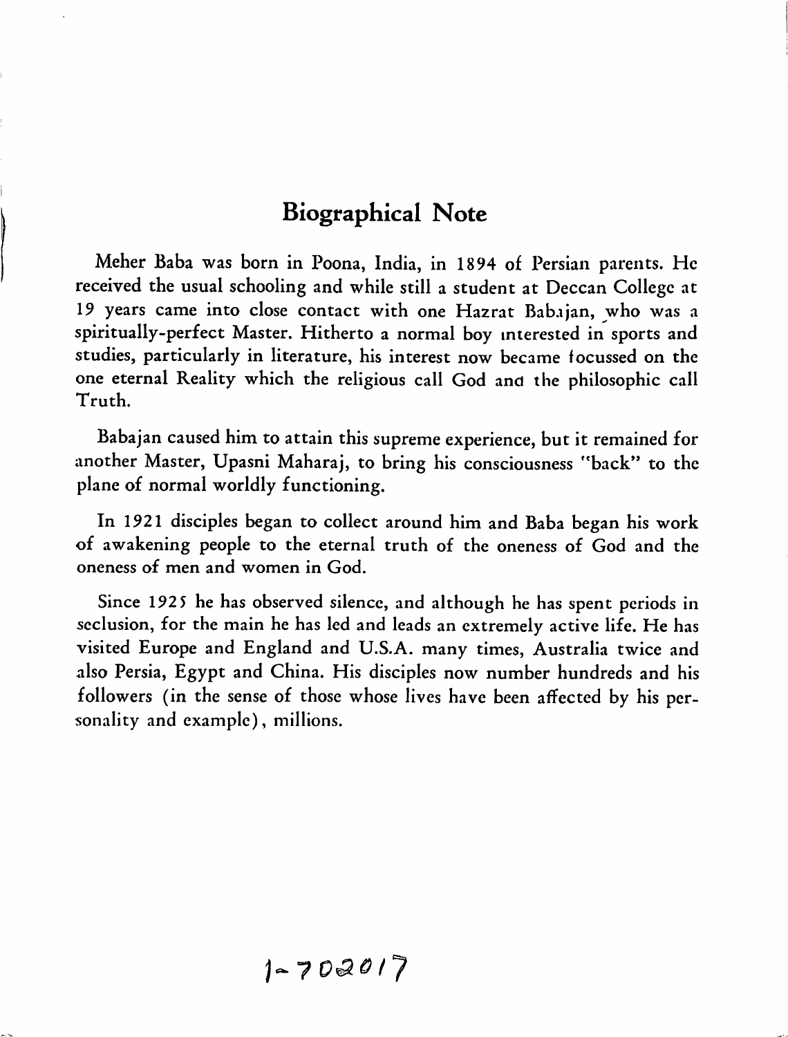## Biographical Note

Meher Baba was born in Poona, India, in 1894 of Persian parents. He received the usual schooling and while still a student at Deccan College at 19 years came into close contact with one Hazrat Babajan, who was a spiritually-perfect Master. Hitherto a normal boy interested in sports and studies, particularly in literature, his interest now became focussed on the one eternal Reality which the religious call God and the philosophic call Truth.

Babajan caused him to attain this supreme experience, but it remained for another Master, Upasni Maharaj, to bring his consciousness "back" to the plane of normal worldly functioning.

In 1921 disciples began to collect around him and Baba began his work of awakening people to the eternal truth of the oneness of God and the oneness of men and women in God.

Since 1925 he has observed silence, and although he has spent periods in seclusion, for the main he has led and leads an extremely active life. He has visited Europe and England and U.S.A. many times, Australia twice and also Persia, Egypt and China. His disciples now number hundreds and his followers (in the sense of those whose lives have been affected by his personality and example), millions.

1-702017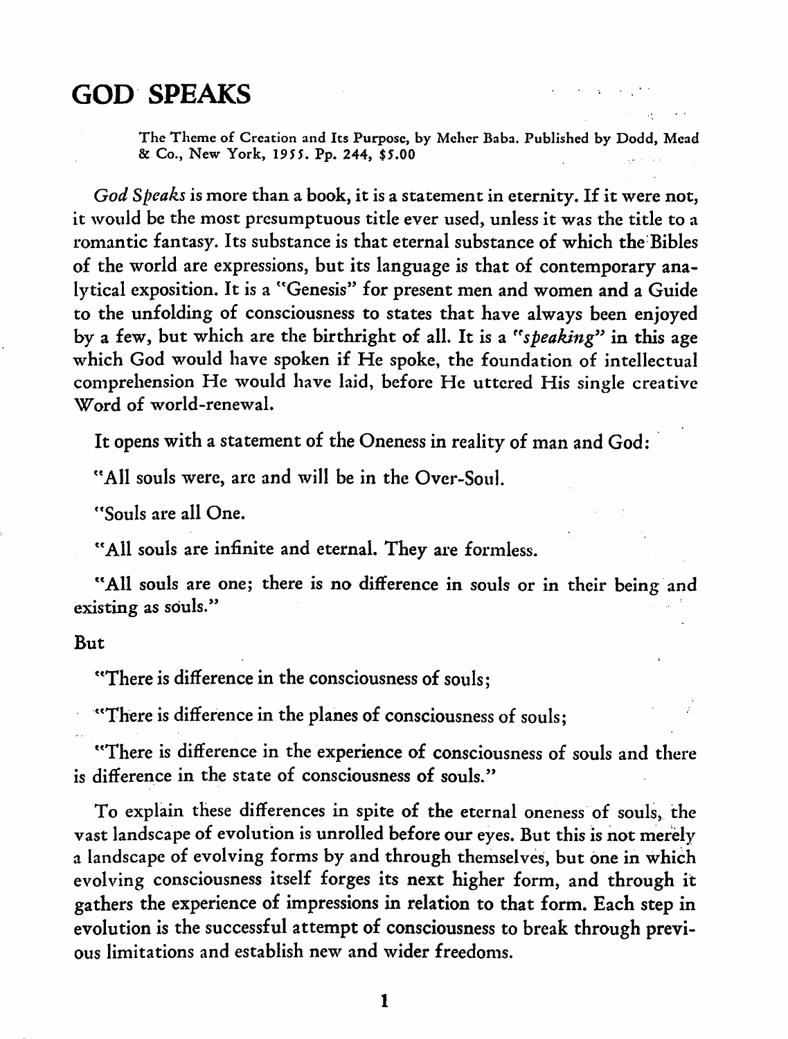# GOD SPEAKS

The Theme of Creation and Its Purpose, by Meher Baba. Published by Dodd, Mead & Co., New York, 1955. Pp. 244, $5.00

*God Speaks* is more than a book, it is a statement in eternity. If it were not, it would be the most presumptuous title ever used, unless it was the title to a romantic fantasy. Its substance is that eternal substance of which the Bibles of the world are expressions, but its language is that of contemporary analytical exposition. It is a "Genesis" for present men and women and a Guide to the unfolding of consciousness to states that have always been enjoyed by a few, but which are the birthright of all. It is a "*speaking*" in this age which God would have spoken if He spoke, the foundation of intellectual comprehension He would have laid, before He uttered His single creative Word of world-renewal.

It opens with a statement of the Oneness in reality of man and God:

"All souls were, are and will be in the Over-Soul.

"Souls are all One.

"All souls are infinite and eternal. They are formless.

"All souls are one; there is no difference in souls or in their being and existing as souls."

But

"There is difference in the consciousness of souls;

"There is difference in the planes of consciousness of souls;

"There is difference in the experience of consciousness of souls and there is difference in the state of consciousness of souls."

To explain these differences in spite of the eternal oneness of souls, the vast landscape of evolution is unrolled before our eyes. But this is not merely a landscape of evolving forms by and through themselves, but one in which evolving consciousness itself forges its next higher form, and through it gathers the experience of impressions in relation to that form. Each step in evolution is the successful attempt of consciousness to break through previous limitations and establish new and wider freedoms.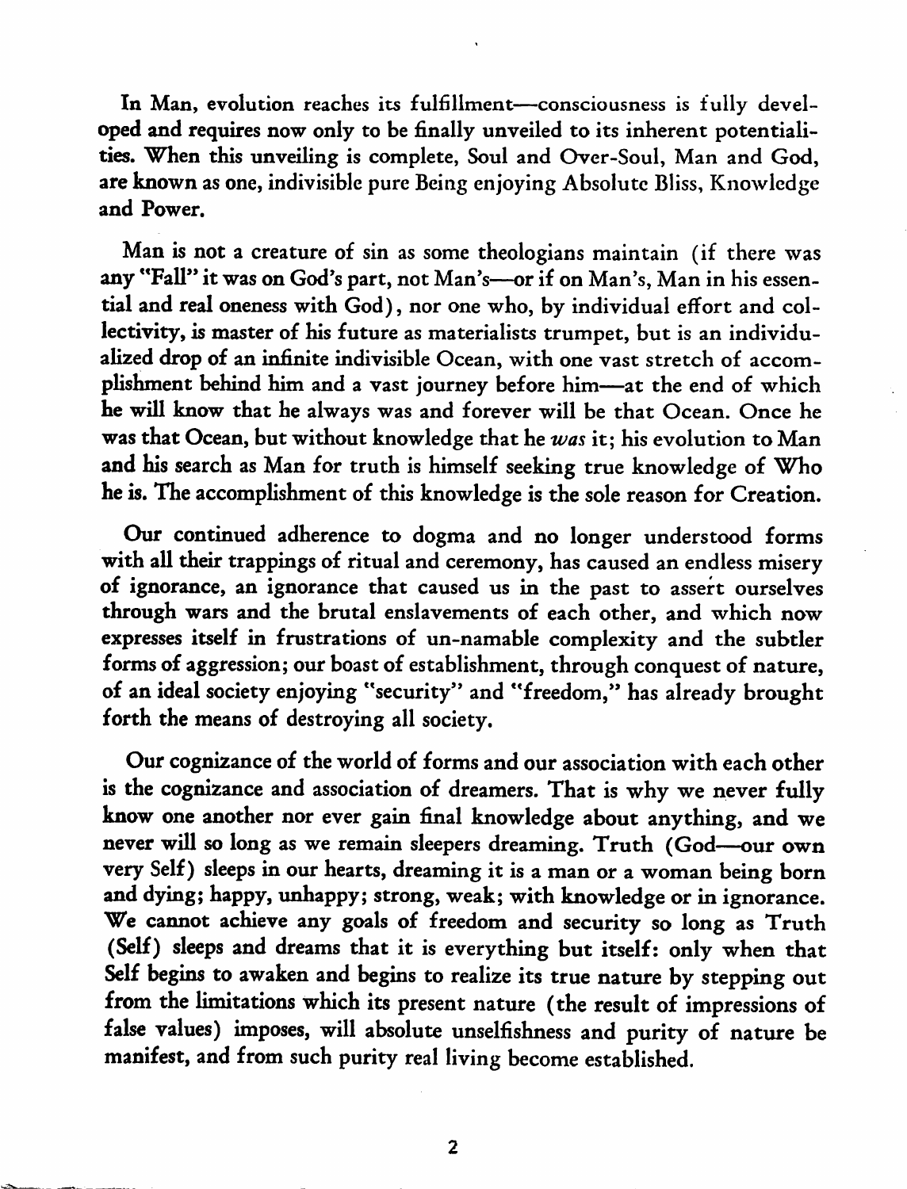In Man, evolution reaches its fulfillment—consciousness is fully developed and requires now only to be finally unveiled to its inherent potentialities. When this unveiling is complete, Soul and Over-Soul, Man and God, are known as one, indivisible pure Being enjoying Absolute Bliss, Knowledge and Power.

Man is not a creature of sin as some theologians maintain (if there was any "Fall" it was on God's part, not Man's—or if on Man's, Man in his essential and real oneness with God), nor one who, by individual effort and collectivity, is master of his future as materialists trumpet, but is an individualized drop of an infinite indivisible Ocean, with one vast stretch of accomplishment behind him and a vast journey before him—at the end of which he will know that he always was and forever will be that Ocean. Once he was that Ocean, but without knowledge that he *was* it; his evolution to Man and his search as Man for truth is himself seeking true knowledge of Who he is. The accomplishment of this knowledge is the sole reason for Creation.

Our continued adherence to dogma and no longer understood forms with all their trappings of ritual and ceremony, has caused an endless misery of ignorance, an ignorance that caused us in the past to assert ourselves through wars and the brutal enslavements of each other, and which now expresses itself in frustrations of un-namable complexity and the subtler forms of aggression; our boast of establishment, through conquest of nature, of an ideal society enjoying "security" and "freedom," has already brought forth the means of destroying all society.

Our cognizance of the world of forms and our association with each other is the cognizance and association of dreamers. That is why we never fully know one another nor ever gain final knowledge about anything, and we never will so long as we remain sleepers dreaming. Truth (God—our own very Self) sleeps in our hearts, dreaming it is a man or a woman being born and dying; happy, unhappy; strong, weak; with knowledge or in ignorance. We cannot achieve any goals of freedom and security so long as Truth (Self) sleeps and dreams that it is everything but itself: only when that Self begins to awaken and begins to realize its true nature by stepping out from the limitations which its present nature (the result of impressions of false values) imposes, will absolute unselfishness and purity of nature be manifest, and from such purity real living become established.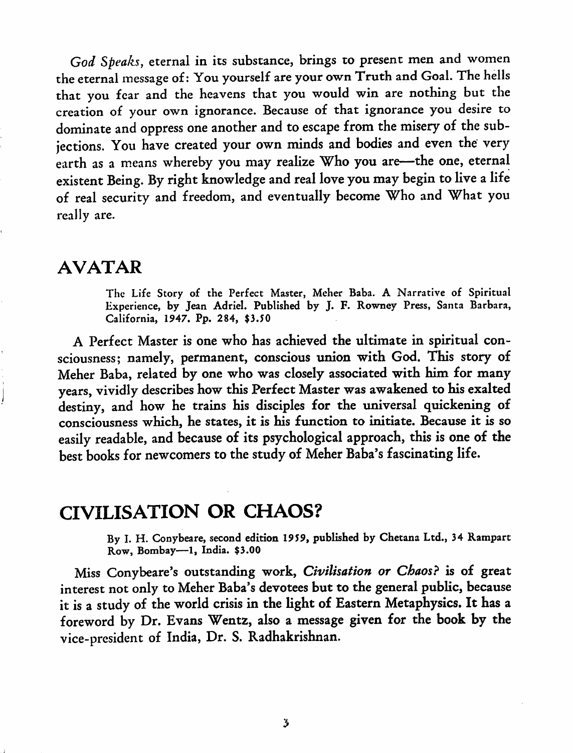*God Speaks*, eternal in its substance, brings to present men and women the eternal message of: You yourself are your own Truth and Goal. The hells that you fear and the heavens that you would win are nothing but the creation of your own ignorance. Because of that ignorance you desire to dominate and oppress one another and to escape from the misery of the subjections. You have created your own minds and bodies and even the very earth as a means whereby you may realize Who you are—the one, eternal existent Being. By right knowledge and real love you may begin to live a life of real security and freedom, and eventually become Who and What you really are.

## AVATAR

The Life Story of the Perfect Master, Meher Baba. A Narrative of Spiritual Experience, by Jean Adriel. Published by J. F. Rowney Press, Santa Barbara, California, 1947. Pp. 284, $3.50

A Perfect Master is one who has achieved the ultimate in spiritual consciousness; namely, permanent, conscious union with God. This story of Meher Baba, related by one who was closely associated with him for many years, vividly describes how this Perfect Master was awakened to his exalted destiny, and how he trains his disciples for the universal quickening of consciousness which, he states, it is his function to initiate. Because it is so easily readable, and because of its psychological approach, this is one of the best books for newcomers to the study of Meher Baba's fascinating life.

## CIVILISATION OR CHAOS?

By I. H. Conybeare, second edition 1959, published by Chetana Ltd., 34 Rampart Row, Bombay—1, India. $3.00

Miss Conybeare's outstanding work, *Civilisation or Chaos?* is of great interest not only to Meher Baba's devotees but to the general public, because it is a study of the world crisis in the light of Eastern Metaphysics. It has a foreword by Dr. Evans Wentz, also a message given for the book by the vice-president of India, Dr. S. Radhakrishnan.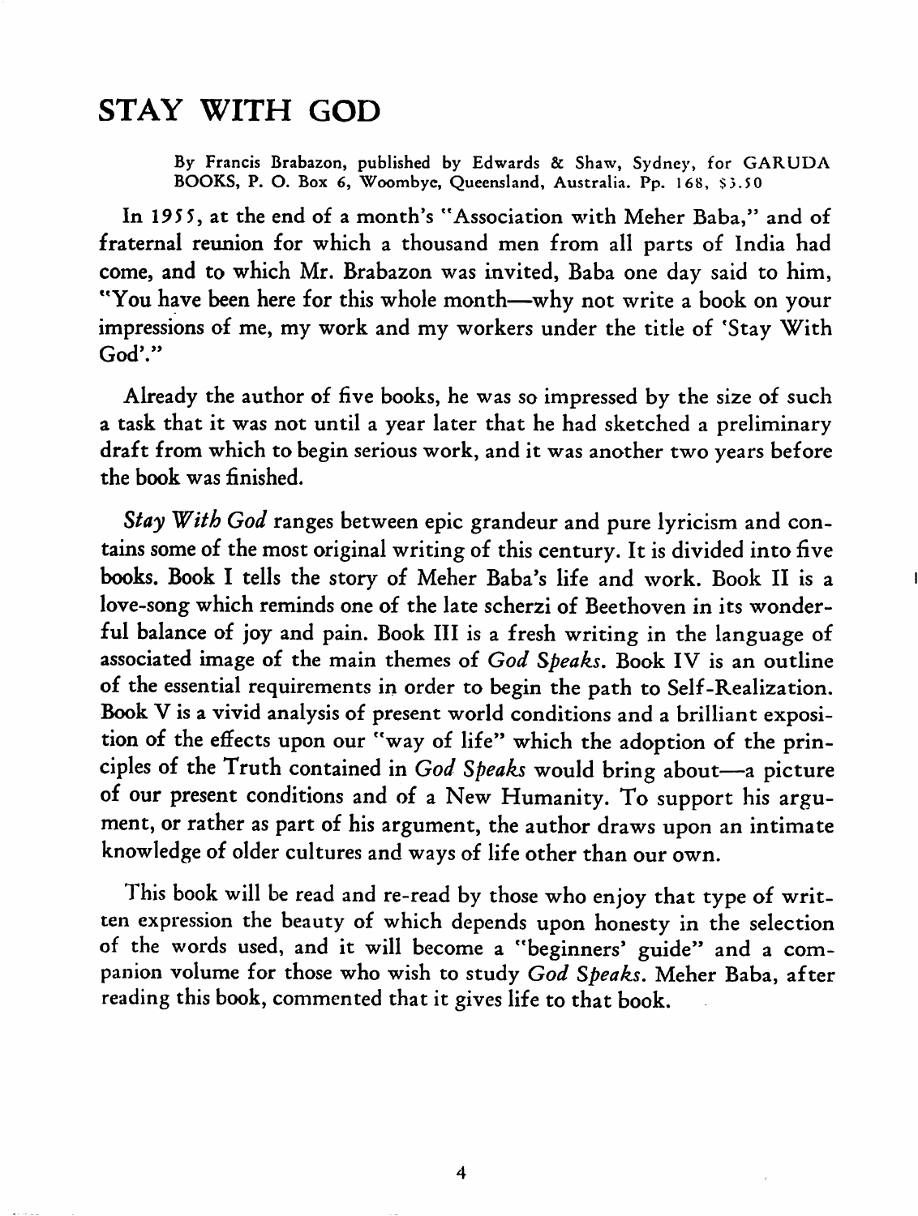# STAY WITH GOD

By Francis Brabazon, published by Edwards & Shaw, Sydney, for GARUDA BOOKS, P. O. Box 6, Woombye, Queensland, Australia. Pp. 168, $3.50

In 1955, at the end of a month's "Association with Meher Baba," and of fraternal reunion for which a thousand men from all parts of India had come, and to which Mr. Brabazon was invited, Baba one day said to him, "You have been here for this whole month—why not write a book on your impressions of me, my work and my workers under the title of 'Stay With God'."

Already the author of five books, he was so impressed by the size of such a task that it was not until a year later that he had sketched a preliminary draft from which to begin serious work, and it was another two years before the book was finished.

*Stay With God* ranges between epic grandeur and pure lyricism and contains some of the most original writing of this century. It is divided into five books. Book I tells the story of Meher Baba's life and work. Book II is a love-song which reminds one of the late scherzi of Beethoven in its wonderful balance of joy and pain. Book III is a fresh writing in the language of associated image of the main themes of *God Speaks*. Book IV is an outline of the essential requirements in order to begin the path to Self-Realization. Book V is a vivid analysis of present world conditions and a brilliant exposition of the effects upon our "way of life" which the adoption of the principles of the Truth contained in *God Speaks* would bring about—a picture of our present conditions and of a New Humanity. To support his argument, or rather as part of his argument, the author draws upon an intimate knowledge of older cultures and ways of life other than our own.

This book will be read and re-read by those who enjoy that type of written expression the beauty of which depends upon honesty in the selection of the words used, and it will become a "beginners' guide" and a companion volume for those who wish to study *God Speaks*. Meher Baba, after reading this book, commented that it gives life to that book.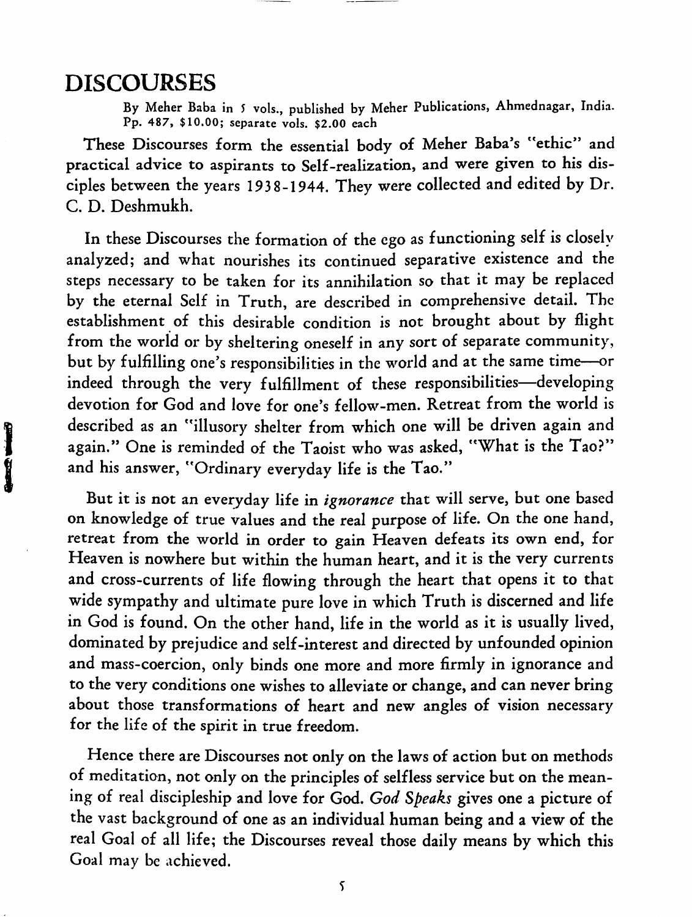## DISCOURSES

By Meher Baba in 5 vols., published by Meher Publications, Ahmednagar, India. Pp. 487, $10.00; separate vols. $2.00 each

These Discourses form the essential body of Meher Baba's "ethic" and practical advice to aspirants to Self-realization, and were given to his disciples between the years 1938-1944. They were collected and edited by Dr. C. D. Deshmukh.

In these Discourses the formation of the ego as functioning self is closely analyzed; and what nourishes its continued separative existence and the steps necessary to be taken for its annihilation so that it may be replaced by the eternal Self in Truth, are described in comprehensive detail. The establishment of this desirable condition is not brought about by flight from the world or by sheltering oneself in any sort of separate community, but by fulfilling one's responsibilities in the world and at the same time—or indeed through the very fulfillment of these responsibilities—developing devotion for God and love for one's fellow-men. Retreat from the world is described as an "illusory shelter from which one will be driven again and again." One is reminded of the Taoist who was asked, "What is the Tao?" and his answer, "Ordinary everyday life is the Tao."

But it is not an everyday life in *ignorance* that will serve, but one based on knowledge of true values and the real purpose of life. On the one hand, retreat from the world in order to gain Heaven defeats its own end, for Heaven is nowhere but within the human heart, and it is the very currents and cross-currents of life flowing through the heart that opens it to that wide sympathy and ultimate pure love in which Truth is discerned and life in God is found. On the other hand, life in the world as it is usually lived, dominated by prejudice and self-interest and directed by unfounded opinion and mass-coercion, only binds one more and more firmly in ignorance and to the very conditions one wishes to alleviate or change, and can never bring about those transformations of heart and new angles of vision necessary for the life of the spirit in true freedom.

Hence there are Discourses not only on the laws of action but on methods of meditation, not only on the principles of selfless service but on the meaning of real discipleship and love for God. *God Speaks* gives one a picture of the vast background of one as an individual human being and a view of the real Goal of all life; the Discourses reveal those daily means by which this Goal may be achieved.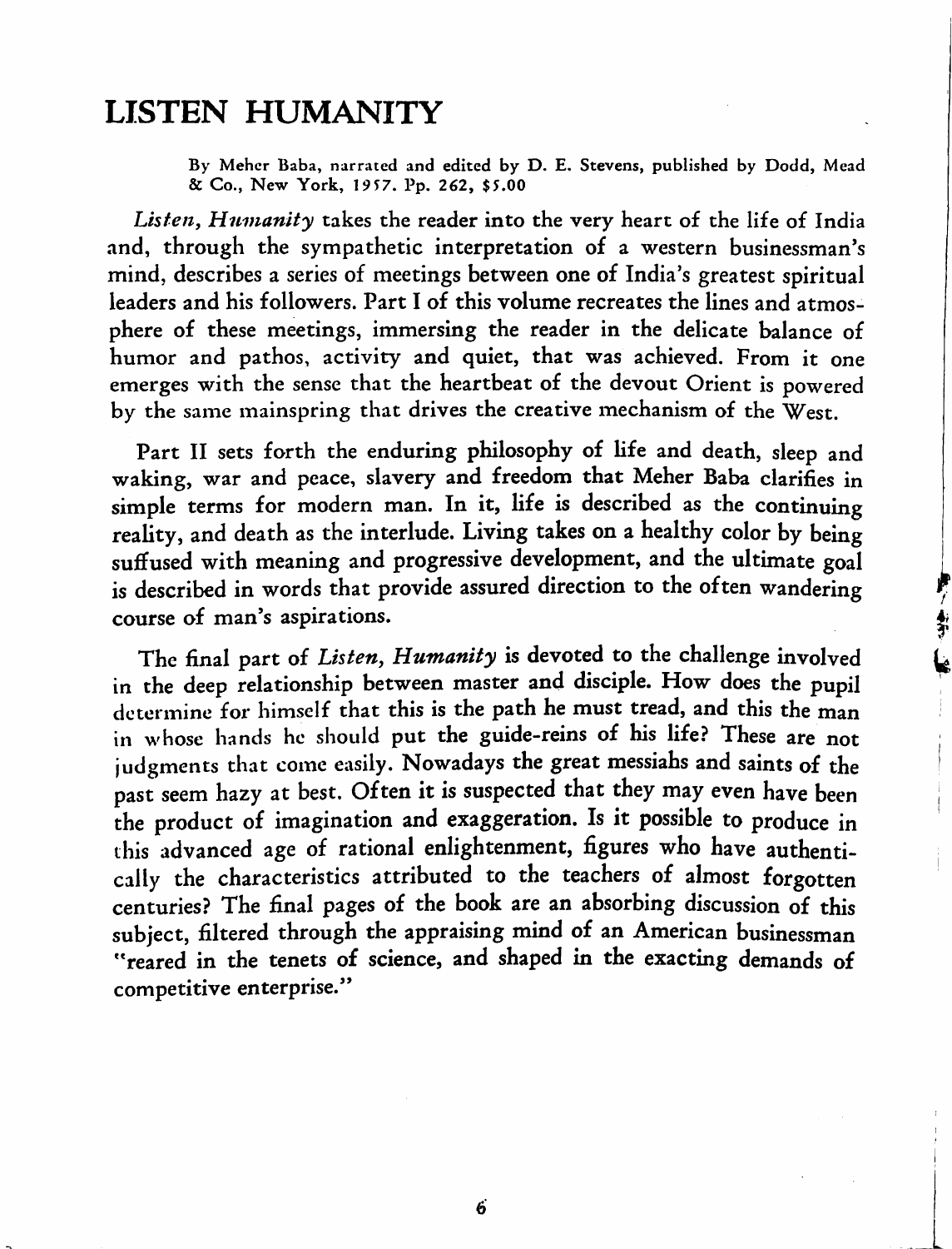## LISTEN HUMANITY

By Meher Baba, narrated and edited by D. E. Stevens, published by Dodd, Mead & Co., New York, 1957. Pp. 262, $5.00

*Listen, Humanity* takes the reader into the very heart of the life of India and, through the sympathetic interpretation of a western businessman's mind, describes a series of meetings between one of India's greatest spiritual leaders and his followers. Part I of this volume recreates the lines and atmosphere of these meetings, immersing the reader in the delicate balance of humor and pathos, activity and quiet, that was achieved. From it one emerges with the sense that the heartbeat of the devout Orient is powered by the same mainspring that drives the creative mechanism of the West.

Part II sets forth the enduring philosophy of life and death, sleep and waking, war and peace, slavery and freedom that Meher Baba clarifies in simple terms for modern man. In it, life is described as the continuing reality, and death as the interlude. Living takes on a healthy color by being suffused with meaning and progressive development, and the ultimate goal is described in words that provide assured direction to the often wandering course of man's aspirations.

The final part of *Listen, Humanity* is devoted to the challenge involved in the deep relationship between master and disciple. How does the pupil determine for himself that this is the path he must tread, and this the man in whose hands he should put the guide-reins of his life? These are not judgments that come easily. Nowadays the great messiahs and saints of the past seem hazy at best. Often it is suspected that they may even have been the product of imagination and exaggeration. Is it possible to produce in this advanced age of rational enlightenment, figures who have authentically the characteristics attributed to the teachers of almost forgotten centuries? The final pages of the book are an absorbing discussion of this subject, filtered through the appraising mind of an American businessman "reared in the tenets of science, and shaped in the exacting demands of competitive enterprise."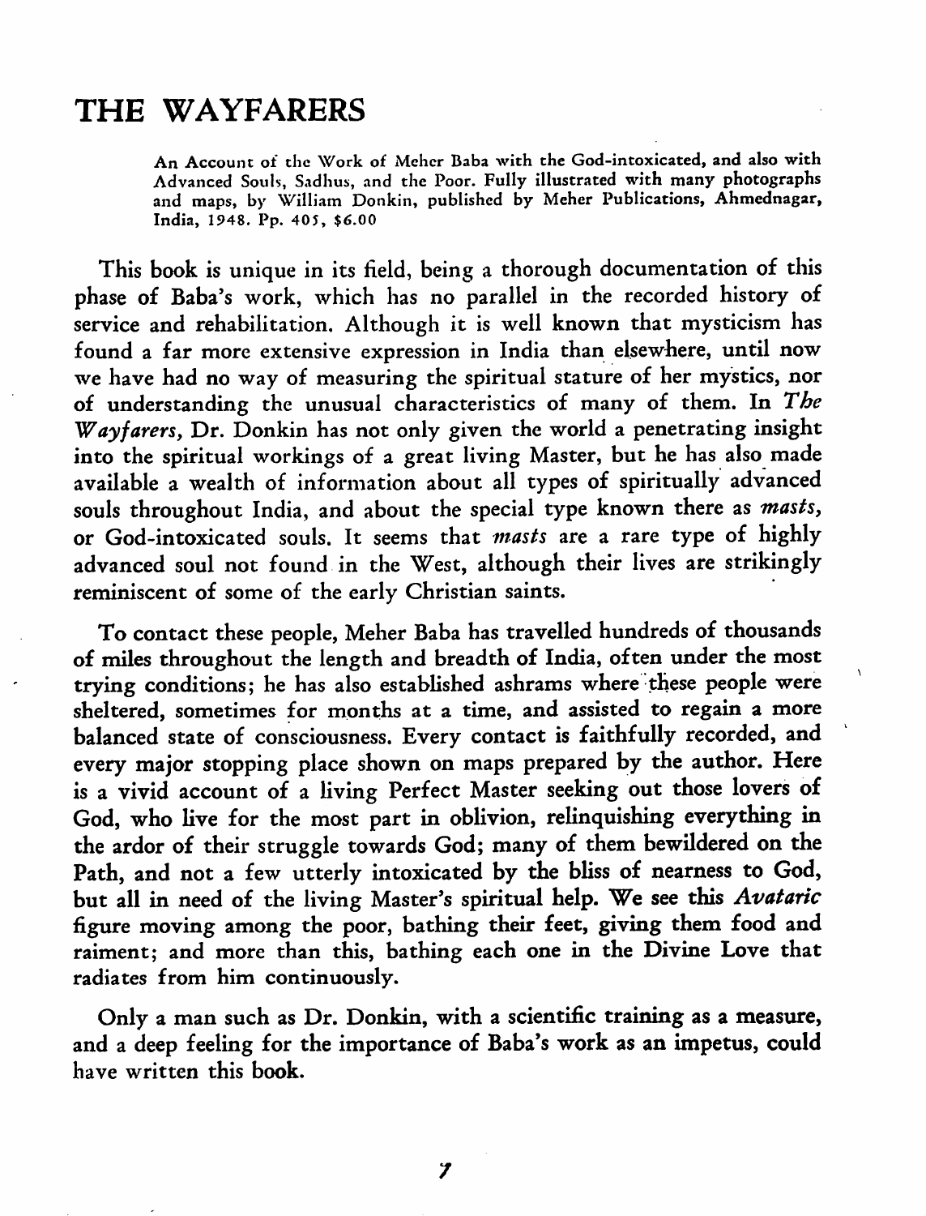# THE WAYFARERS

An Account of the Work of Meher Baba with the God-intoxicated, and also with Advanced Souls, Sadhus, and the Poor. Fully illustrated with many photographs and maps, by William Donkin, published by Meher Publications, Ahmednagar, India, 1948. Pp. 405, $6.00

This book is unique in its field, being a thorough documentation of this phase of Baba's work, which has no parallel in the recorded history of service and rehabilitation. Although it is well known that mysticism has found a far more extensive expression in India than elsewhere, until now we have had no way of measuring the spiritual stature of her mystics, nor of understanding the unusual characteristics of many of them. In *The Wayfarers,* Dr. Donkin has not only given the world a penetrating insight into the spiritual workings of a great living Master, but he has also made available a wealth of information about all types of spiritually advanced souls throughout India, and about the special type known there as *masts,* or God-intoxicated souls. It seems that *masts* are a rare type of highly advanced soul not found in the West, although their lives are strikingly reminiscent of some of the early Christian saints.

To contact these people, Meher Baba has travelled hundreds of thousands of miles throughout the length and breadth of India, often under the most trying conditions; he has also established ashrams where these people were sheltered, sometimes for months at a time, and assisted to regain a more balanced state of consciousness. Every contact is faithfully recorded, and every major stopping place shown on maps prepared by the author. Here is a vivid account of a living Perfect Master seeking out those lovers of God, who live for the most part in oblivion, relinquishing everything in the ardor of their struggle towards God; many of them bewildered on the Path, and not a few utterly intoxicated by the bliss of nearness to God, but all in need of the living Master's spiritual help. We see this *Avataric* figure moving among the poor, bathing their feet, giving them food and raiment; and more than this, bathing each one in the Divine Love that radiates from him continuously.

Only a man such as Dr. Donkin, with a scientific training as a measure, and a deep feeling for the importance of Baba's work as an impetus, could have written this book.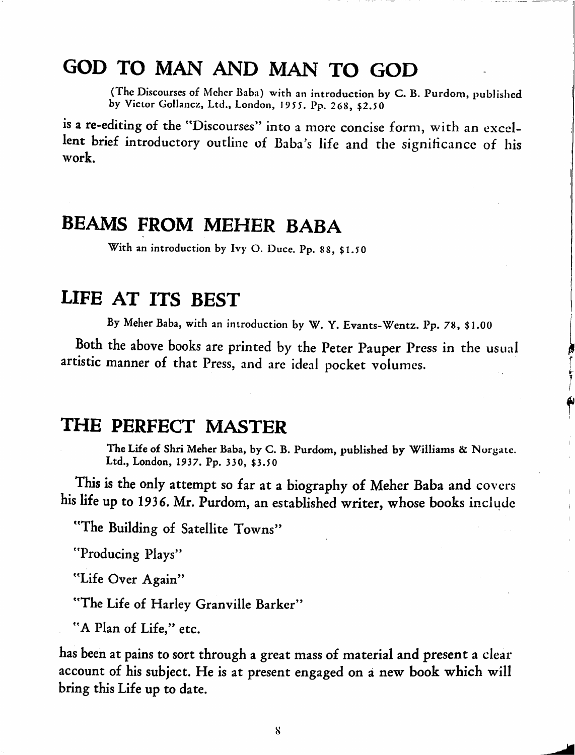## GOD TO MAN AND MAN TO GOD

(The Discourses of Meher Baba) with an introduction by C. B. Purdom, published by Victor Gollancz, Ltd., London, 1955. Pp. 268, $2.50

is a re-editing of the "Discourses" into a more concise form, with an excellent brief introductory outline of Baba's life and the significance of his work.

## BEAMS FROM MEHER BABA

With an introduction by Ivy O. Duce. Pp. 88, $1.50

## LIFE AT ITS BEST

By Meher Baba, with an introduction by W. Y. Evants-Wentz. Pp. 78, $1.00

Both the above books are printed by the Peter Pauper Press in the usual artistic manner of that Press, and are ideal pocket volumes.

## THE PERFECT MASTER

The Life of Shri Meher Baba, by C. B. Purdom, published by Williams & Norgate. Ltd., London, 1937. Pp. 330, $3.50

This is the only attempt so far at a biography of Meher Baba and covers his life up to 1936. Mr. Purdom, an established writer, whose books include

"The Building of Satellite Towns"

"Producing Plays"

"Life Over Again"

"The Life of Harley Granville Barker"

"A Plan of Life," etc.

has been at pains to sort through a great mass of material and present a clear account of his subject. He is at present engaged on a new book which will bring this Life up to date.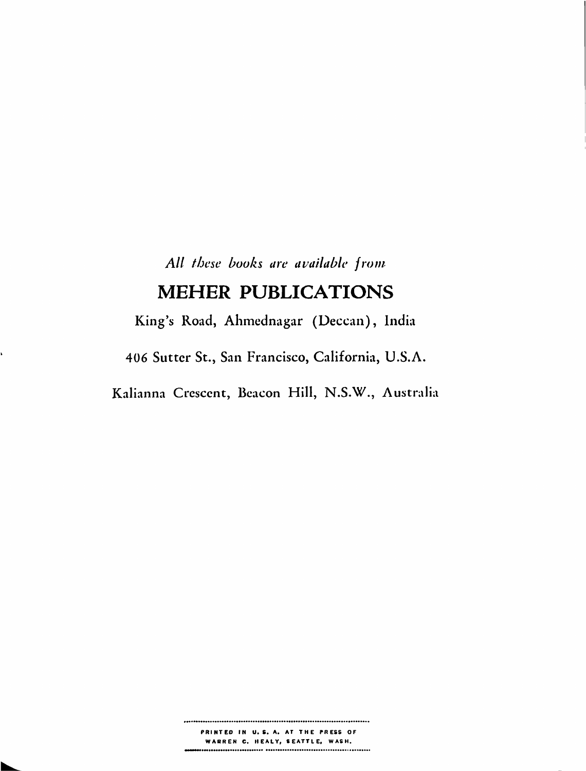*All these books are available from*

## MEHER PUBLICATIONS

King's Road, Ahmednagar (Deccan), India

406 Sutter St., San Francisco, California, U.S.A.

Kalianna Crescent, Beacon Hill, N.S.W., Australia

PRINTED IN U. S. A. AT THE PRESS OF WARREN C. HEALY, SEATTLE, WASH.